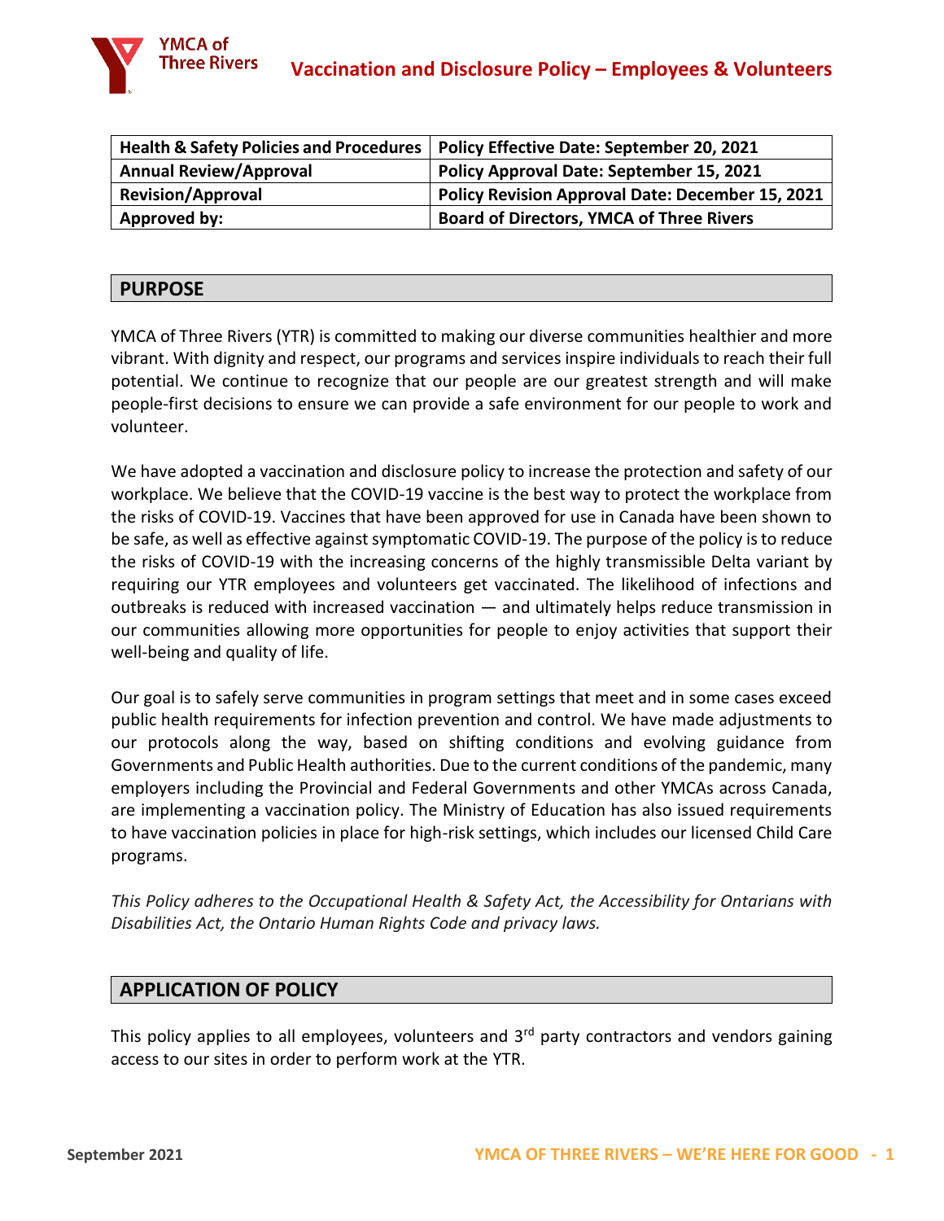# Vaccination and Disclosure Policy – Employees & Volunteers

| Health & Safety Policies and Procedures | Policy Effective Date: September 20, 2021 |
|---|---|
| Annual Review/Approval | Policy Approval Date: September 15, 2021 |
| Revision/Approval | Policy Revision Approval Date: December 15, 2021 |
| Approved by: | Board of Directors, YMCA of Three Rivers |

## PURPOSE

YMCA of Three Rivers (YTR) is committed to making our diverse communities healthier and more vibrant. With dignity and respect, our programs and services inspire individuals to reach their full potential. We continue to recognize that our people are our greatest strength and will make people-first decisions to ensure we can provide a safe environment for our people to work and volunteer.

We have adopted a vaccination and disclosure policy to increase the protection and safety of our workplace. We believe that the COVID-19 vaccine is the best way to protect the workplace from the risks of COVID-19. Vaccines that have been approved for use in Canada have been shown to be safe, as well as effective against symptomatic COVID-19. The purpose of the policy is to reduce the risks of COVID-19 with the increasing concerns of the highly transmissible Delta variant by requiring our YTR employees and volunteers get vaccinated. The likelihood of infections and outbreaks is reduced with increased vaccination — and ultimately helps reduce transmission in our communities allowing more opportunities for people to enjoy activities that support their well-being and quality of life.

Our goal is to safely serve communities in program settings that meet and in some cases exceed public health requirements for infection prevention and control. We have made adjustments to our protocols along the way, based on shifting conditions and evolving guidance from Governments and Public Health authorities. Due to the current conditions of the pandemic, many employers including the Provincial and Federal Governments and other YMCAs across Canada, are implementing a vaccination policy. The Ministry of Education has also issued requirements to have vaccination policies in place for high-risk settings, which includes our licensed Child Care programs.

*This Policy adheres to the Occupational Health & Safety Act, the Accessibility for Ontarians with Disabilities Act, the Ontario Human Rights Code and privacy laws.*

## APPLICATION OF POLICY

This policy applies to all employees, volunteers and 3rd party contractors and vendors gaining access to our sites in order to perform work at the YTR.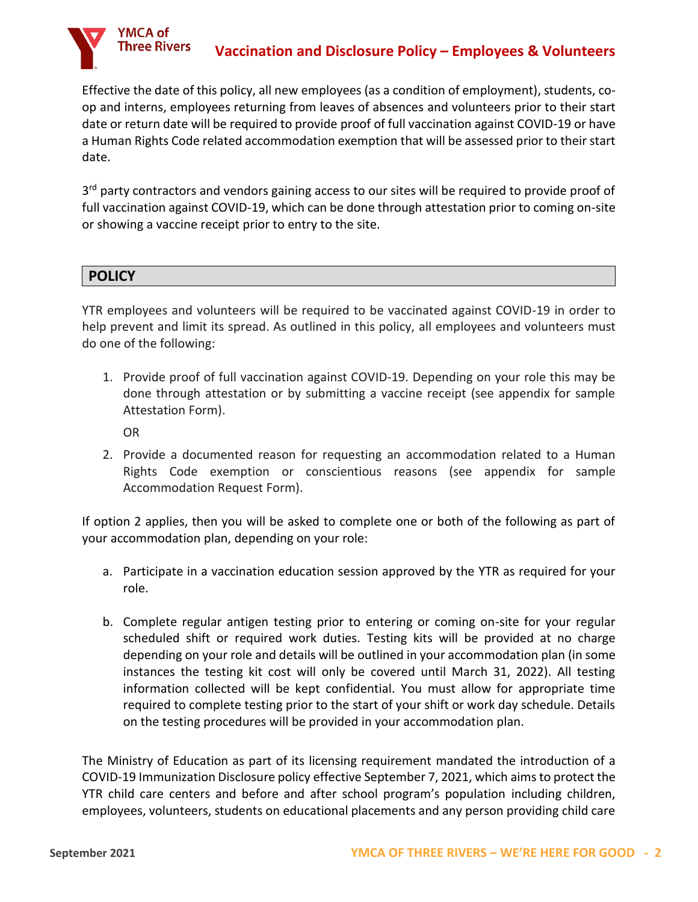Effective the date of this policy, all new employees (as a condition of employment), students, co-op and interns, employees returning from leaves of absences and volunteers prior to their start date or return date will be required to provide proof of full vaccination against COVID-19 or have a Human Rights Code related accommodation exemption that will be assessed prior to their start date.

3rd party contractors and vendors gaining access to our sites will be required to provide proof of full vaccination against COVID-19, which can be done through attestation prior to coming on-site or showing a vaccine receipt prior to entry to the site.

## POLICY

YTR employees and volunteers will be required to be vaccinated against COVID-19 in order to help prevent and limit its spread. As outlined in this policy, all employees and volunteers must do one of the following:

1. Provide proof of full vaccination against COVID-19. Depending on your role this may be done through attestation or by submitting a vaccine receipt (see appendix for sample Attestation Form).

   OR

2. Provide a documented reason for requesting an accommodation related to a Human Rights Code exemption or conscientious reasons (see appendix for sample Accommodation Request Form).

If option 2 applies, then you will be asked to complete one or both of the following as part of your accommodation plan, depending on your role:

a. Participate in a vaccination education session approved by the YTR as required for your role.

b. Complete regular antigen testing prior to entering or coming on-site for your regular scheduled shift or required work duties. Testing kits will be provided at no charge depending on your role and details will be outlined in your accommodation plan (in some instances the testing kit cost will only be covered until March 31, 2022). All testing information collected will be kept confidential. You must allow for appropriate time required to complete testing prior to the start of your shift or work day schedule. Details on the testing procedures will be provided in your accommodation plan.

The Ministry of Education as part of its licensing requirement mandated the introduction of a COVID-19 Immunization Disclosure policy effective September 7, 2021, which aims to protect the YTR child care centers and before and after school program's population including children, employees, volunteers, students on educational placements and any person providing child care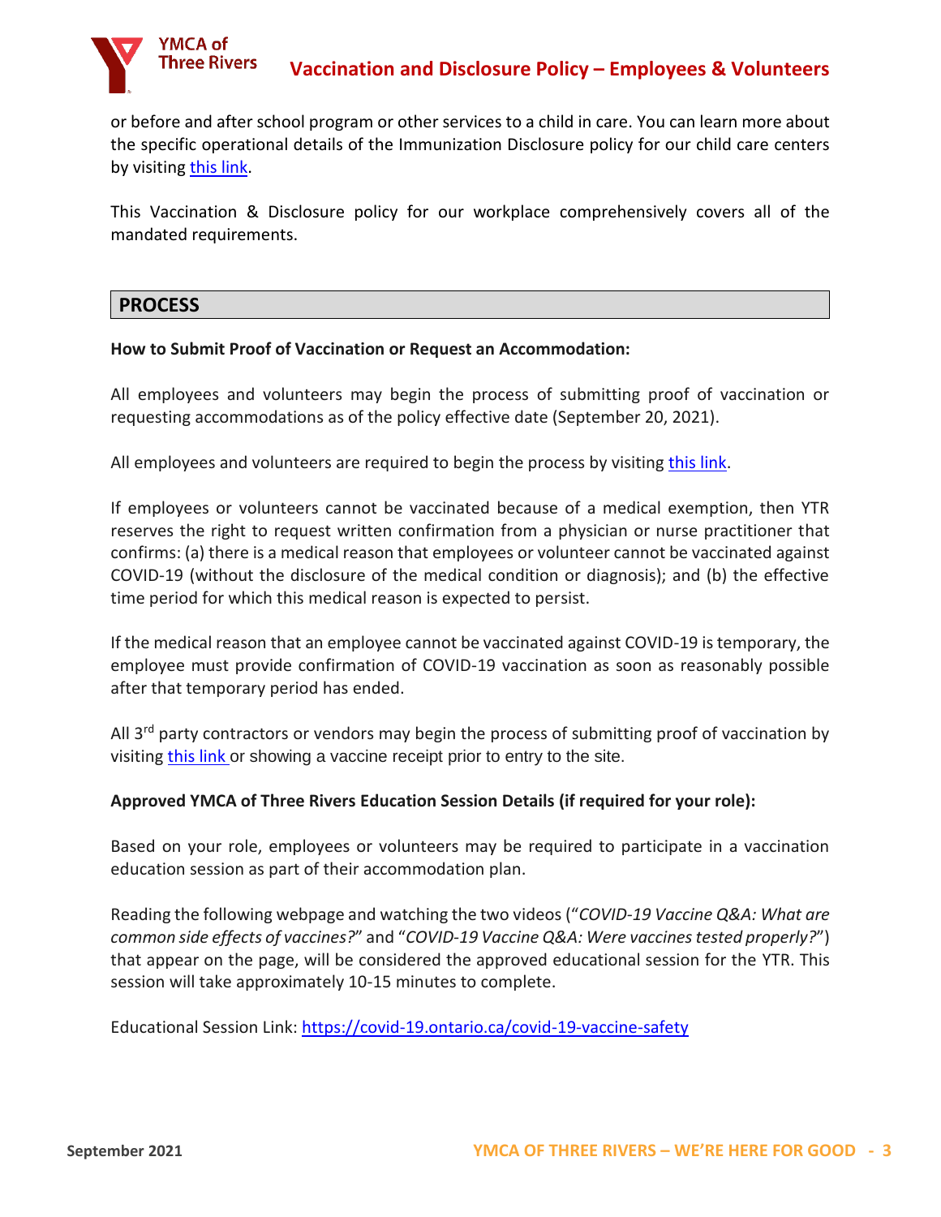or before and after school program or other services to a child in care. You can learn more about the specific operational details of the Immunization Disclosure policy for our child care centers by visiting [this link](#).

This Vaccination & Disclosure policy for our workplace comprehensively covers all of the mandated requirements.

## PROCESS

**How to Submit Proof of Vaccination or Request an Accommodation:**

All employees and volunteers may begin the process of submitting proof of vaccination or requesting accommodations as of the policy effective date (September 20, 2021).

All employees and volunteers are required to begin the process by visiting [this link](#).

If employees or volunteers cannot be vaccinated because of a medical exemption, then YTR reserves the right to request written confirmation from a physician or nurse practitioner that confirms: (a) there is a medical reason that employees or volunteer cannot be vaccinated against COVID-19 (without the disclosure of the medical condition or diagnosis); and (b) the effective time period for which this medical reason is expected to persist.

If the medical reason that an employee cannot be vaccinated against COVID-19 is temporary, the employee must provide confirmation of COVID-19 vaccination as soon as reasonably possible after that temporary period has ended.

All 3rd party contractors or vendors may begin the process of submitting proof of vaccination by visiting [this link](#) or showing a vaccine receipt prior to entry to the site.

**Approved YMCA of Three Rivers Education Session Details (if required for your role):**

Based on your role, employees or volunteers may be required to participate in a vaccination education session as part of their accommodation plan.

Reading the following webpage and watching the two videos ("*COVID-19 Vaccine Q&A: What are common side effects of vaccines?*" and "*COVID-19 Vaccine Q&A: Were vaccines tested properly?*") that appear on the page, will be considered the approved educational session for the YTR. This session will take approximately 10-15 minutes to complete.

Educational Session Link: [https://covid-19.ontario.ca/covid-19-vaccine-safety](https://covid-19.ontario.ca/covid-19-vaccine-safety)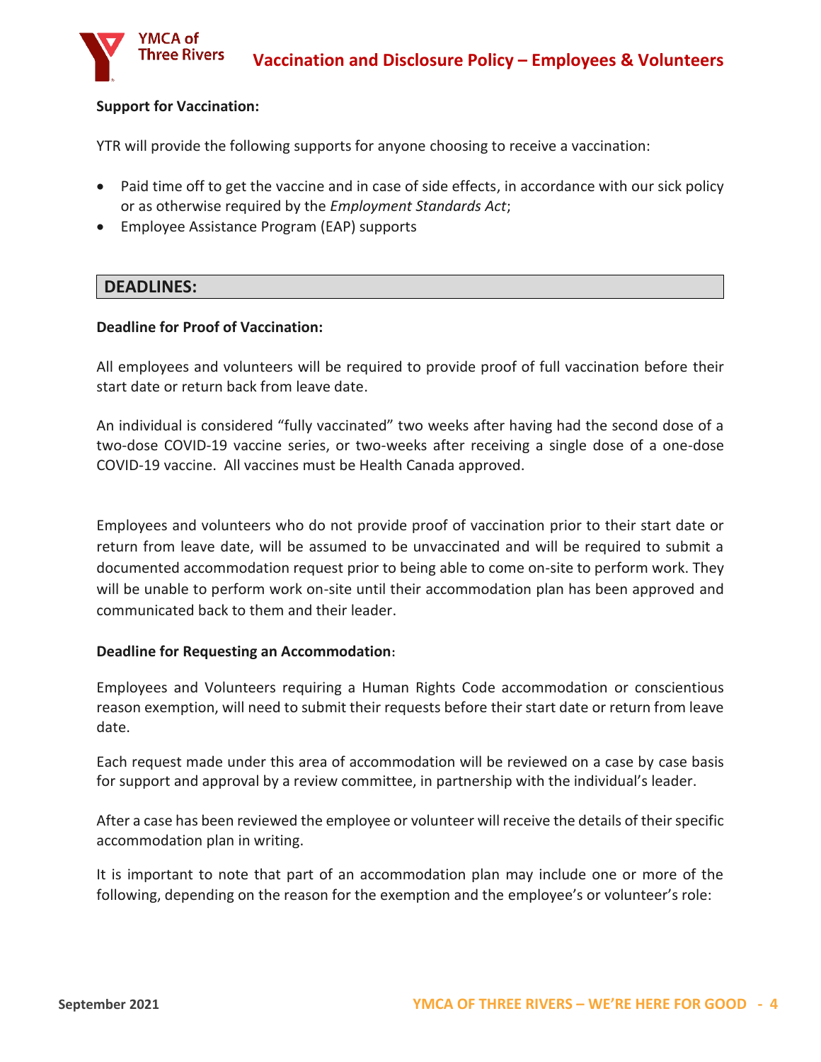**Support for Vaccination:**

YTR will provide the following supports for anyone choosing to receive a vaccination:

- Paid time off to get the vaccine and in case of side effects, in accordance with our sick policy or as otherwise required by the *Employment Standards Act*;
- Employee Assistance Program (EAP) supports

## DEADLINES:

**Deadline for Proof of Vaccination:**

All employees and volunteers will be required to provide proof of full vaccination before their start date or return back from leave date.

An individual is considered "fully vaccinated" two weeks after having had the second dose of a two-dose COVID-19 vaccine series, or two-weeks after receiving a single dose of a one-dose COVID-19 vaccine. All vaccines must be Health Canada approved.

Employees and volunteers who do not provide proof of vaccination prior to their start date or return from leave date, will be assumed to be unvaccinated and will be required to submit a documented accommodation request prior to being able to come on-site to perform work. They will be unable to perform work on-site until their accommodation plan has been approved and communicated back to them and their leader.

**Deadline for Requesting an Accommodation**:

Employees and Volunteers requiring a Human Rights Code accommodation or conscientious reason exemption, will need to submit their requests before their start date or return from leave date.

Each request made under this area of accommodation will be reviewed on a case by case basis for support and approval by a review committee, in partnership with the individual's leader.

After a case has been reviewed the employee or volunteer will receive the details of their specific accommodation plan in writing.

It is important to note that part of an accommodation plan may include one or more of the following, depending on the reason for the exemption and the employee's or volunteer's role: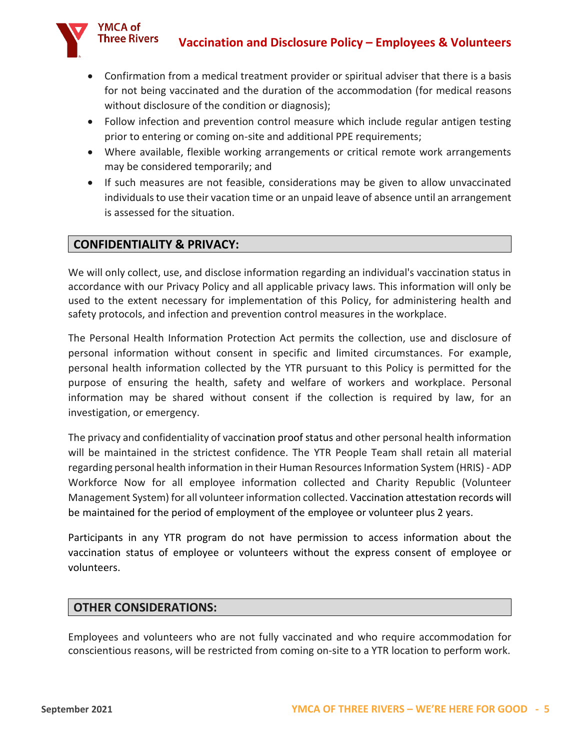- Confirmation from a medical treatment provider or spiritual adviser that there is a basis for not being vaccinated and the duration of the accommodation (for medical reasons without disclosure of the condition or diagnosis);
- Follow infection and prevention control measure which include regular antigen testing prior to entering or coming on-site and additional PPE requirements;
- Where available, flexible working arrangements or critical remote work arrangements may be considered temporarily; and
- If such measures are not feasible, considerations may be given to allow unvaccinated individuals to use their vacation time or an unpaid leave of absence until an arrangement is assessed for the situation.

## CONFIDENTIALITY & PRIVACY:

We will only collect, use, and disclose information regarding an individual's vaccination status in accordance with our Privacy Policy and all applicable privacy laws. This information will only be used to the extent necessary for implementation of this Policy, for administering health and safety protocols, and infection and prevention control measures in the workplace.

The Personal Health Information Protection Act permits the collection, use and disclosure of personal information without consent in specific and limited circumstances. For example, personal health information collected by the YTR pursuant to this Policy is permitted for the purpose of ensuring the health, safety and welfare of workers and workplace. Personal information may be shared without consent if the collection is required by law, for an investigation, or emergency.

The privacy and confidentiality of vaccination proof status and other personal health information will be maintained in the strictest confidence. The YTR People Team shall retain all material regarding personal health information in their Human Resources Information System (HRIS) - ADP Workforce Now for all employee information collected and Charity Republic (Volunteer Management System) for all volunteer information collected. Vaccination attestation records will be maintained for the period of employment of the employee or volunteer plus 2 years.

Participants in any YTR program do not have permission to access information about the vaccination status of employee or volunteers without the express consent of employee or volunteers.

## OTHER CONSIDERATIONS:

Employees and volunteers who are not fully vaccinated and who require accommodation for conscientious reasons, will be restricted from coming on-site to a YTR location to perform work.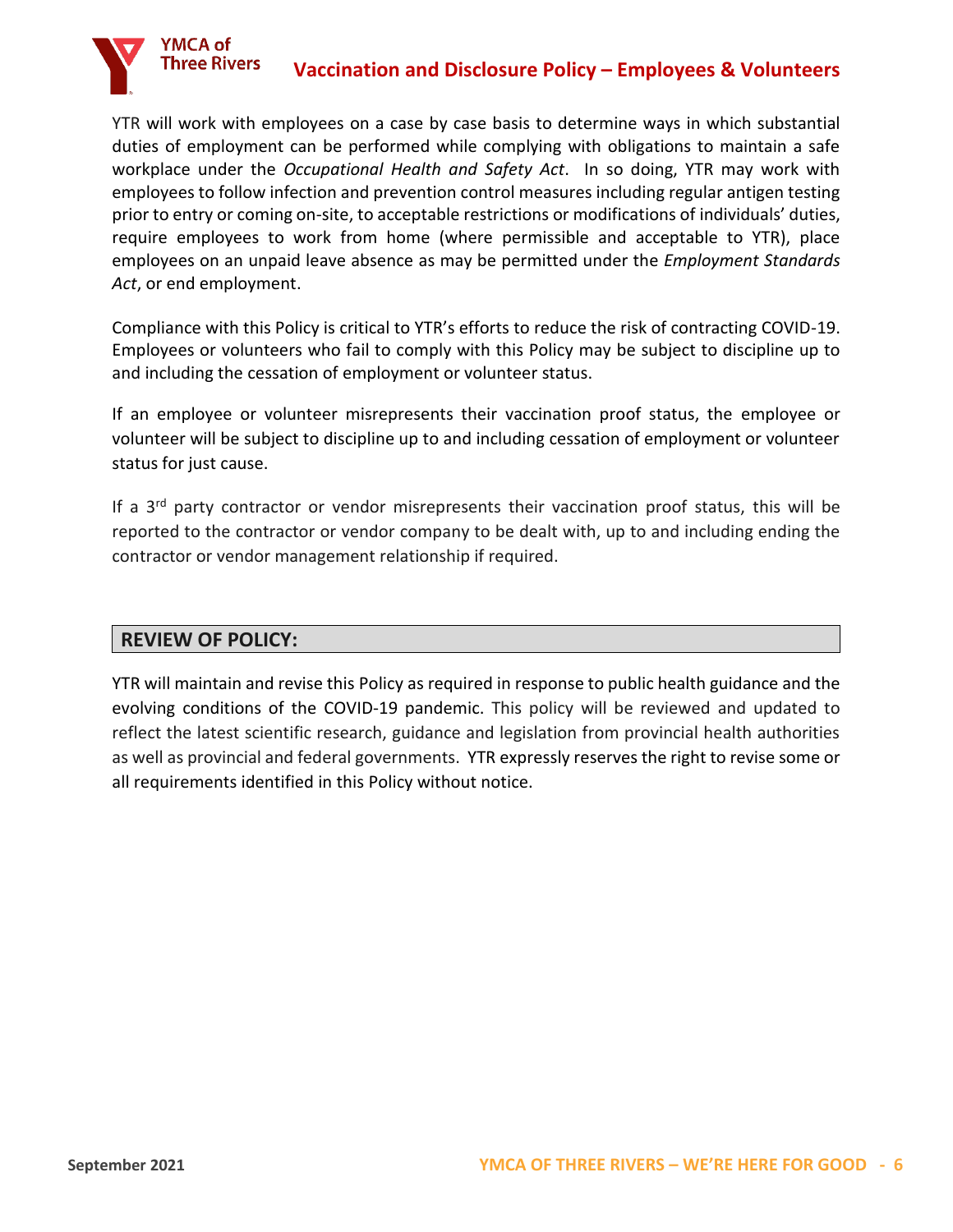YTR will work with employees on a case by case basis to determine ways in which substantial duties of employment can be performed while complying with obligations to maintain a safe workplace under the *Occupational Health and Safety Act*. In so doing, YTR may work with employees to follow infection and prevention control measures including regular antigen testing prior to entry or coming on-site, to acceptable restrictions or modifications of individuals' duties, require employees to work from home (where permissible and acceptable to YTR), place employees on an unpaid leave absence as may be permitted under the *Employment Standards Act*, or end employment.

Compliance with this Policy is critical to YTR's efforts to reduce the risk of contracting COVID-19. Employees or volunteers who fail to comply with this Policy may be subject to discipline up to and including the cessation of employment or volunteer status.

If an employee or volunteer misrepresents their vaccination proof status, the employee or volunteer will be subject to discipline up to and including cessation of employment or volunteer status for just cause.

If a 3rd party contractor or vendor misrepresents their vaccination proof status, this will be reported to the contractor or vendor company to be dealt with, up to and including ending the contractor or vendor management relationship if required.

## REVIEW OF POLICY:

YTR will maintain and revise this Policy as required in response to public health guidance and the evolving conditions of the COVID-19 pandemic. This policy will be reviewed and updated to reflect the latest scientific research, guidance and legislation from provincial health authorities as well as provincial and federal governments. YTR expressly reserves the right to revise some or all requirements identified in this Policy without notice.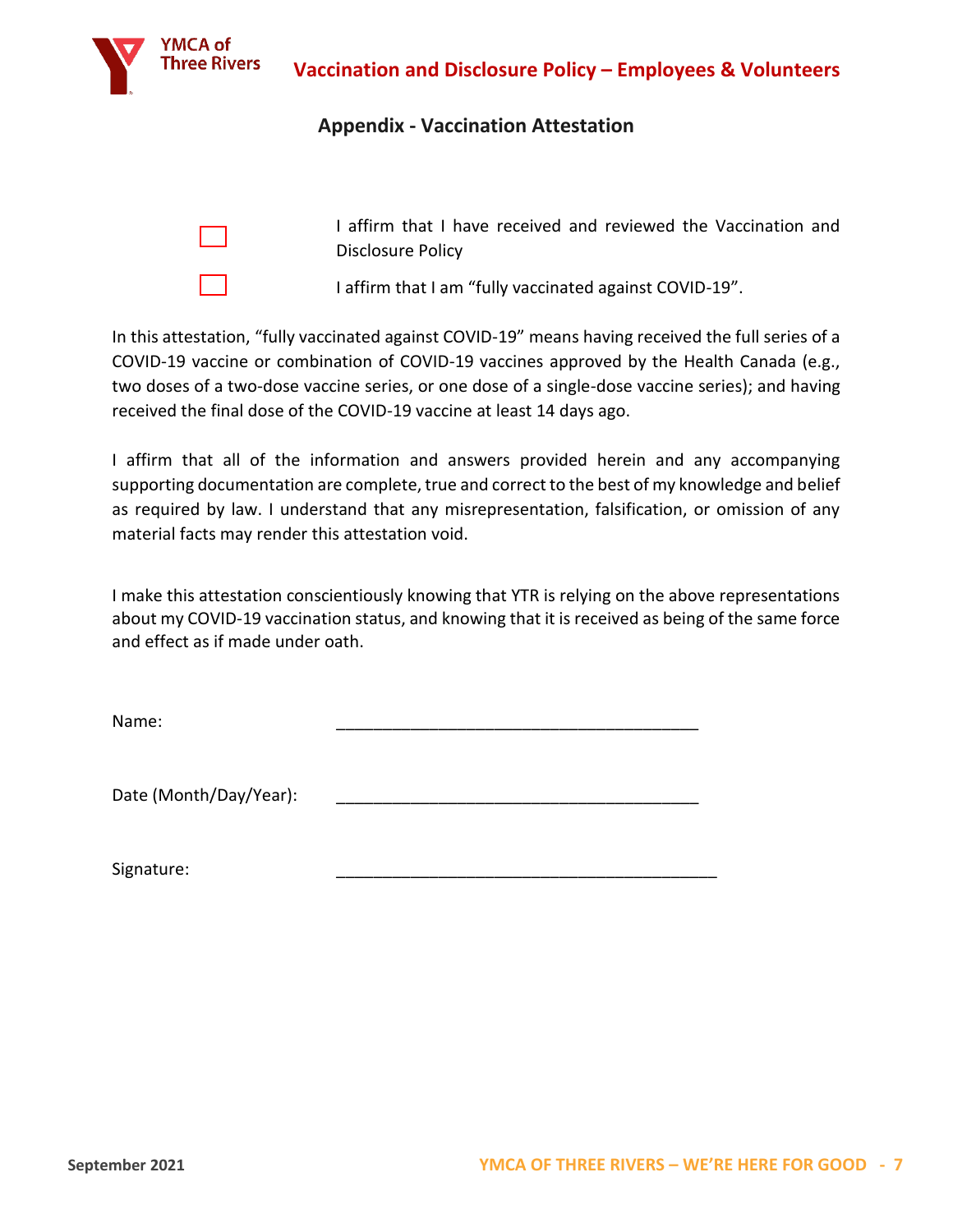## Appendix - Vaccination Attestation

☐ I affirm that I have received and reviewed the Vaccination and Disclosure Policy

☐ I affirm that I am “fully vaccinated against COVID-19”.

In this attestation, “fully vaccinated against COVID-19” means having received the full series of a COVID-19 vaccine or combination of COVID-19 vaccines approved by the Health Canada (e.g., two doses of a two-dose vaccine series, or one dose of a single-dose vaccine series); and having received the final dose of the COVID-19 vaccine at least 14 days ago.

I affirm that all of the information and answers provided herein and any accompanying supporting documentation are complete, true and correct to the best of my knowledge and belief as required by law. I understand that any misrepresentation, falsification, or omission of any material facts may render this attestation void.

I make this attestation conscientiously knowing that YTR is relying on the above representations about my COVID-19 vaccination status, and knowing that it is received as being of the same force and effect as if made under oath.

Name: ________________________________________

Date (Month/Day/Year): ________________________________________

Signature: __________________________________________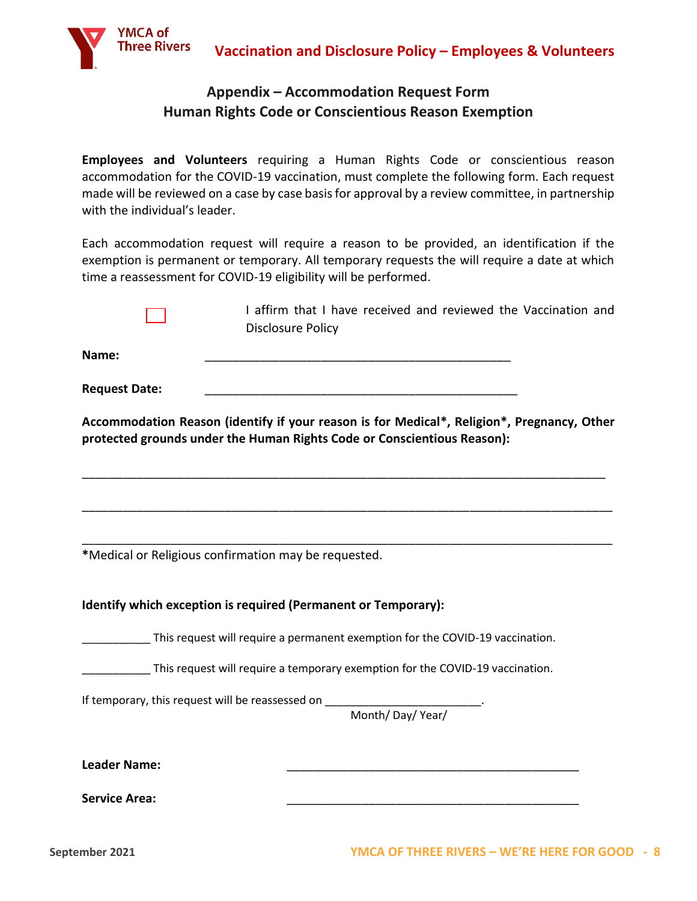## Appendix – Accommodation Request Form
## Human Rights Code or Conscientious Reason Exemption

**Employees and Volunteers** requiring a Human Rights Code or conscientious reason accommodation for the COVID-19 vaccination, must complete the following form. Each request made will be reviewed on a case by case basis for approval by a review committee, in partnership with the individual's leader.

Each accommodation request will require a reason to be provided, an identification if the exemption is permanent or temporary. All temporary requests the will require a date at which time a reassessment for COVID-19 eligibility will be performed.

☐ I affirm that I have received and reviewed the Vaccination and Disclosure Policy

**Name:** _______________________________________________

**Request Date:** _______________________________________________

**Accommodation Reason (identify if your reason is for Medical*, Religion*, Pregnancy, Other protected grounds under the Human Rights Code or Conscientious Reason):**

_______________________________________________________________________________

_______________________________________________________________________________

_______________________________________________________________________________

***Medical or Religious confirmation may be requested.**

**Identify which exception is required (Permanent or Temporary):**

___________ This request will require a permanent exemption for the COVID-19 vaccination.

___________ This request will require a temporary exemption for the COVID-19 vaccination.

If temporary, this request will be reassessed on ________________________.
Month/ Day/ Year/

**Leader Name:** _______________________________________________

**Service Area:** _______________________________________________

September 2021